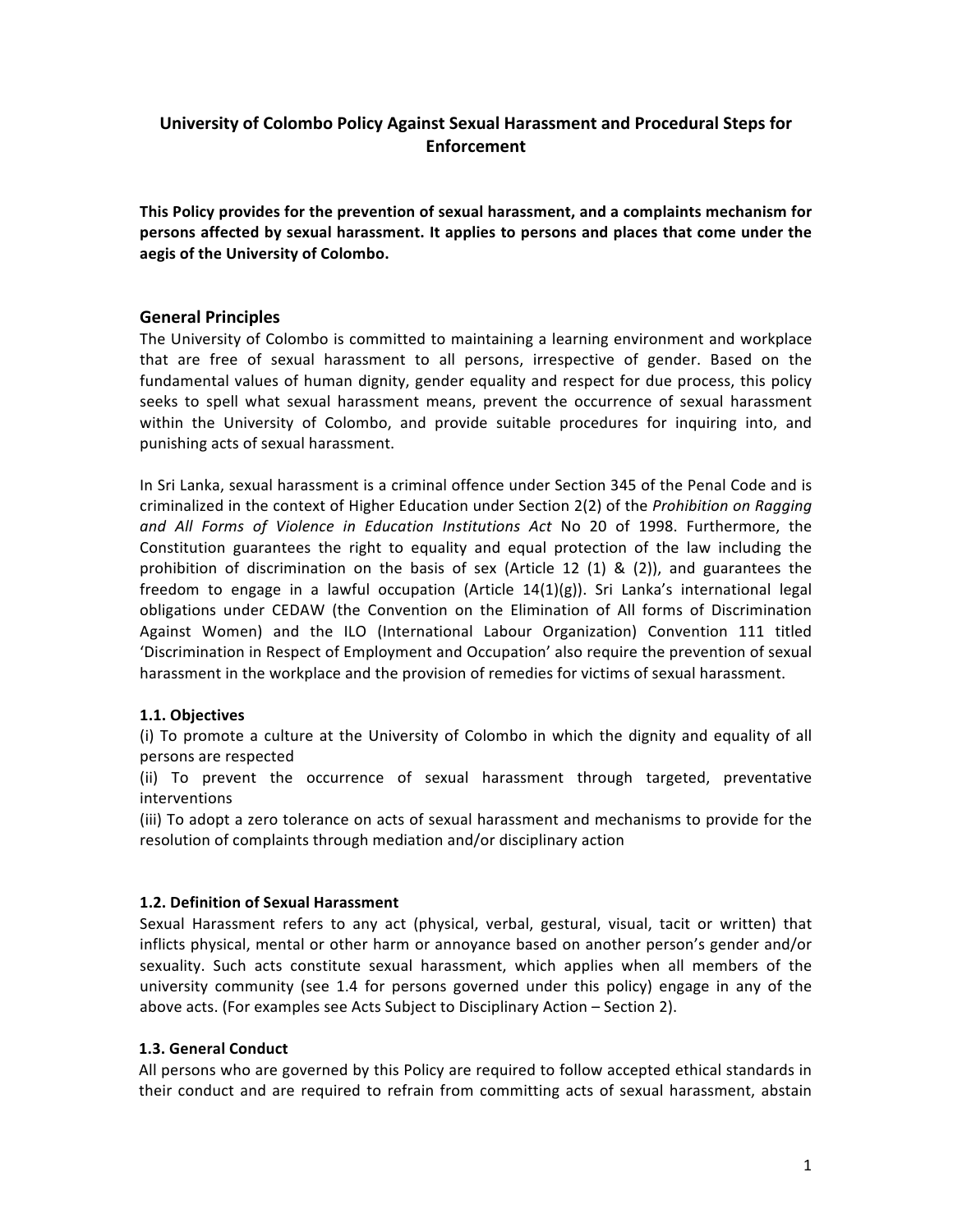# University of Colombo Policy Against Sexual Harassment and Procedural Steps for Enforcement

**This Policy provides for the prevention of sexual harassment, and a complaints mechanism for persons affected by sexual harassment. It applies to persons and places that come under the aegis of the University of Colombo.**

## General Principles

The University of Colombo is committed to maintaining a learning environment and workplace that are free of sexual harassment to all persons, irrespective of gender. Based on the fundamental values of human dignity, gender equality and respect for due process, this policy seeks to spell what sexual harassment means, prevent the occurrence of sexual harassment within the University of Colombo, and provide suitable procedures for inquiring into, and punishing acts of sexual harassment.

In Sri Lanka, sexual harassment is a criminal offence under Section 345 of the Penal Code and is criminalized in the context of Higher Education under Section 2(2) of the *Prohibition on Ragging and All Forms of Violence in Education Institutions Act* No 20 of 1998. Furthermore, the Constitution guarantees the right to equality and equal protection of the law including the prohibition of discrimination on the basis of sex (Article 12 (1) & (2)), and guarantees the freedom to engage in a lawful occupation (Article 14(1)(g)). Sri Lanka's international legal obligations under CEDAW (the Convention on the Elimination of All forms of Discrimination Against Women) and the ILO (International Labour Organization) Convention 111 titled 'Discrimination in Respect of Employment and Occupation' also require the prevention of sexual harassment in the workplace and the provision of remedies for victims of sexual harassment.

### 1.1. Objectives

(i) To promote a culture at the University of Colombo in which the dignity and equality of all persons are respected

(ii) To prevent the occurrence of sexual harassment through targeted, preventative interventions

(iii) To adopt a zero tolerance on acts of sexual harassment and mechanisms to provide for the resolution of complaints through mediation and/or disciplinary action

### 1.2. Definition of Sexual Harassment

Sexual Harassment refers to any act (physical, verbal, gestural, visual, tacit or written) that inflicts physical, mental or other harm or annoyance based on another person's gender and/or sexuality. Such acts constitute sexual harassment, which applies when all members of the university community (see 1.4 for persons governed under this policy) engage in any of the above acts. (For examples see Acts Subject to Disciplinary Action – Section 2).

### 1.3. General Conduct

All persons who are governed by this Policy are required to follow accepted ethical standards in their conduct and are required to refrain from committing acts of sexual harassment, abstain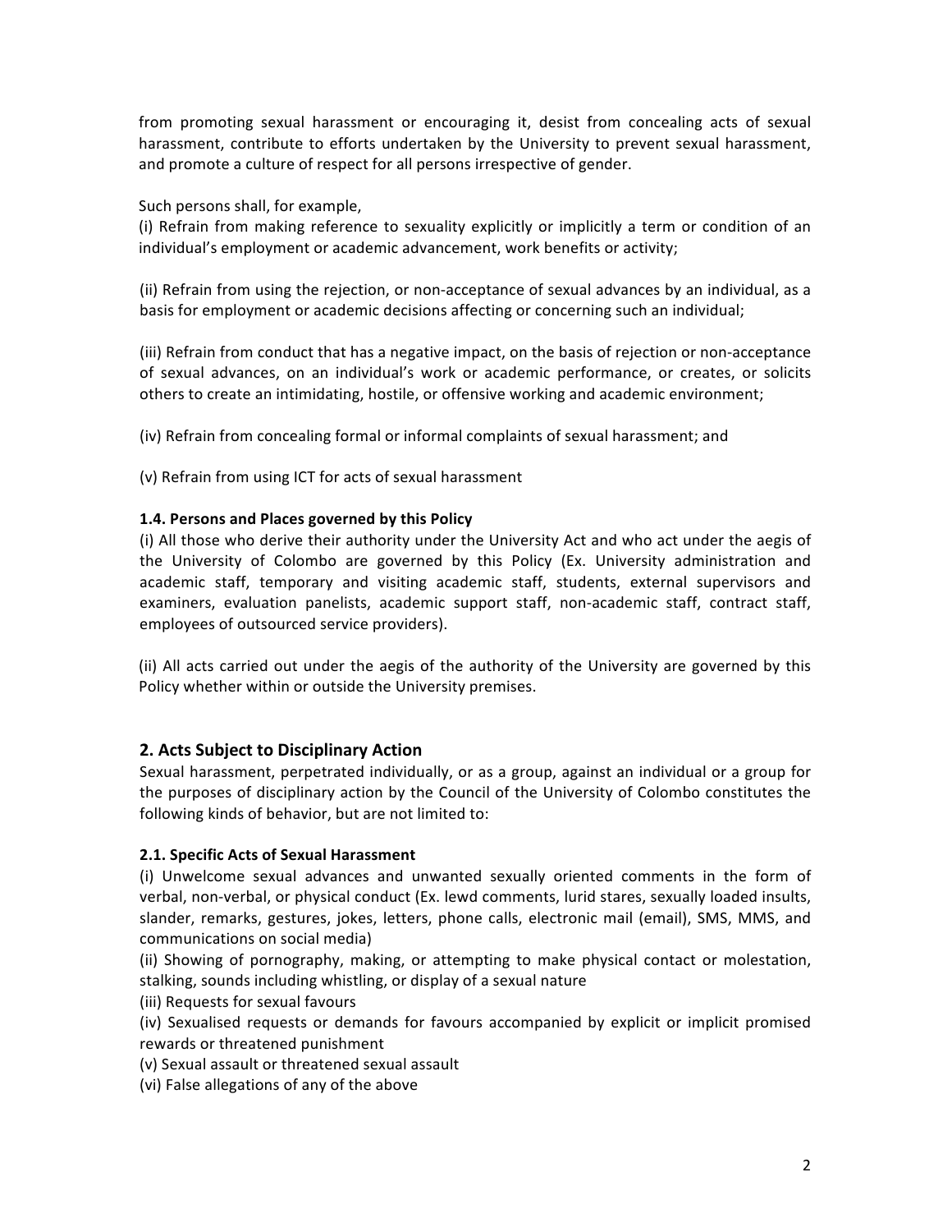from promoting sexual harassment or encouraging it, desist from concealing acts of sexual harassment, contribute to efforts undertaken by the University to prevent sexual harassment, and promote a culture of respect for all persons irrespective of gender.

Such persons shall, for example,
(i) Refrain from making reference to sexuality explicitly or implicitly a term or condition of an individual's employment or academic advancement, work benefits or activity;

(ii) Refrain from using the rejection, or non-acceptance of sexual advances by an individual, as a basis for employment or academic decisions affecting or concerning such an individual;

(iii) Refrain from conduct that has a negative impact, on the basis of rejection or non-acceptance of sexual advances, on an individual's work or academic performance, or creates, or solicits others to create an intimidating, hostile, or offensive working and academic environment;

(iv) Refrain from concealing formal or informal complaints of sexual harassment; and

(v) Refrain from using ICT for acts of sexual harassment

**1.4. Persons and Places governed by this Policy**

(i) All those who derive their authority under the University Act and who act under the aegis of the University of Colombo are governed by this Policy (Ex. University administration and academic staff, temporary and visiting academic staff, students, external supervisors and examiners, evaluation panelists, academic support staff, non-academic staff, contract staff, employees of outsourced service providers).

(ii) All acts carried out under the aegis of the authority of the University are governed by this Policy whether within or outside the University premises.

## 2. Acts Subject to Disciplinary Action

Sexual harassment, perpetrated individually, or as a group, against an individual or a group for the purposes of disciplinary action by the Council of the University of Colombo constitutes the following kinds of behavior, but are not limited to:

**2.1. Specific Acts of Sexual Harassment**

(i) Unwelcome sexual advances and unwanted sexually oriented comments in the form of verbal, non-verbal, or physical conduct (Ex. lewd comments, lurid stares, sexually loaded insults, slander, remarks, gestures, jokes, letters, phone calls, electronic mail (email), SMS, MMS, and communications on social media)
(ii) Showing of pornography, making, or attempting to make physical contact or molestation, stalking, sounds including whistling, or display of a sexual nature
(iii) Requests for sexual favours
(iv) Sexualised requests or demands for favours accompanied by explicit or implicit promised rewards or threatened punishment
(v) Sexual assault or threatened sexual assault
(vi) False allegations of any of the above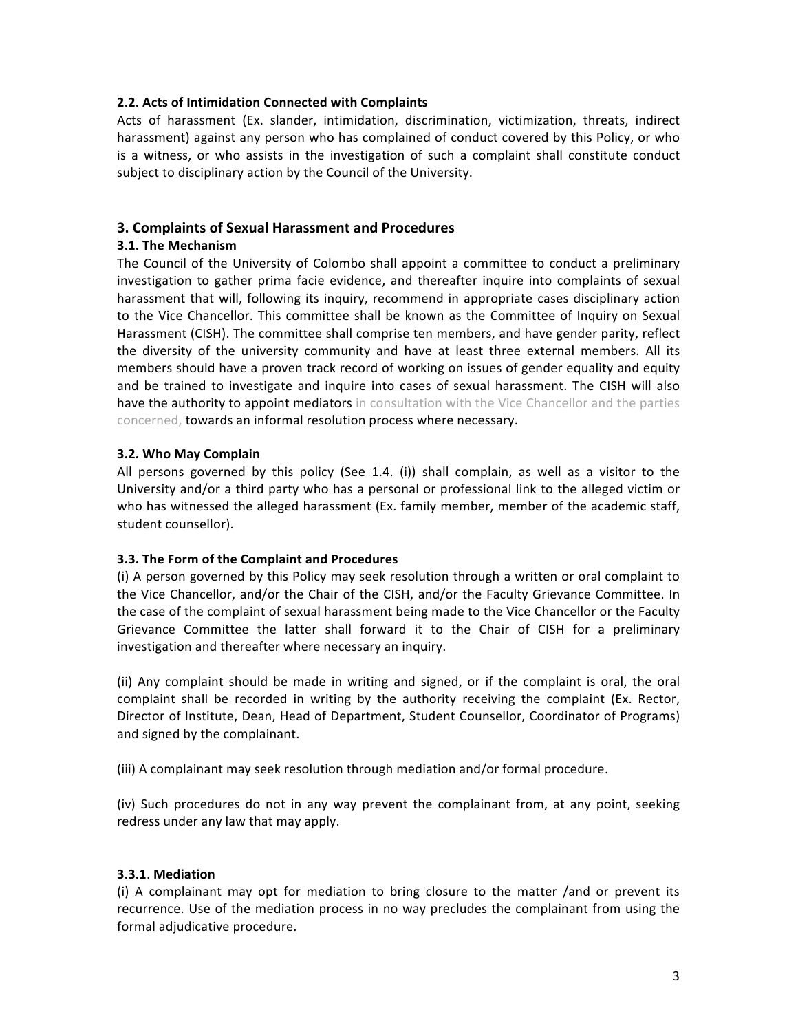### 2.2. Acts of Intimidation Connected with Complaints

Acts of harassment (Ex. slander, intimidation, discrimination, victimization, threats, indirect harassment) against any person who has complained of conduct covered by this Policy, or who is a witness, or who assists in the investigation of such a complaint shall constitute conduct subject to disciplinary action by the Council of the University.

## 3. Complaints of Sexual Harassment and Procedures

### 3.1. The Mechanism

The Council of the University of Colombo shall appoint a committee to conduct a preliminary investigation to gather prima facie evidence, and thereafter inquire into complaints of sexual harassment that will, following its inquiry, recommend in appropriate cases disciplinary action to the Vice Chancellor. This committee shall be known as the Committee of Inquiry on Sexual Harassment (CISH). The committee shall comprise ten members, and have gender parity, reflect the diversity of the university community and have at least three external members. All its members should have a proven track record of working on issues of gender equality and equity and be trained to investigate and inquire into cases of sexual harassment. The CISH will also have the authority to appoint mediators in consultation with the Vice Chancellor and the parties concerned, towards an informal resolution process where necessary.

### 3.2. Who May Complain

All persons governed by this policy (See 1.4. (i)) shall complain, as well as a visitor to the University and/or a third party who has a personal or professional link to the alleged victim or who has witnessed the alleged harassment (Ex. family member, member of the academic staff, student counsellor).

### 3.3. The Form of the Complaint and Procedures

(i) A person governed by this Policy may seek resolution through a written or oral complaint to the Vice Chancellor, and/or the Chair of the CISH, and/or the Faculty Grievance Committee. In the case of the complaint of sexual harassment being made to the Vice Chancellor or the Faculty Grievance Committee the latter shall forward it to the Chair of CISH for a preliminary investigation and thereafter where necessary an inquiry.

(ii) Any complaint should be made in writing and signed, or if the complaint is oral, the oral complaint shall be recorded in writing by the authority receiving the complaint (Ex. Rector, Director of Institute, Dean, Head of Department, Student Counsellor, Coordinator of Programs) and signed by the complainant.

(iii) A complainant may seek resolution through mediation and/or formal procedure.

(iv) Such procedures do not in any way prevent the complainant from, at any point, seeking redress under any law that may apply.

#### 3.3.1. Mediation

(i) A complainant may opt for mediation to bring closure to the matter /and or prevent its recurrence. Use of the mediation process in no way precludes the complainant from using the formal adjudicative procedure.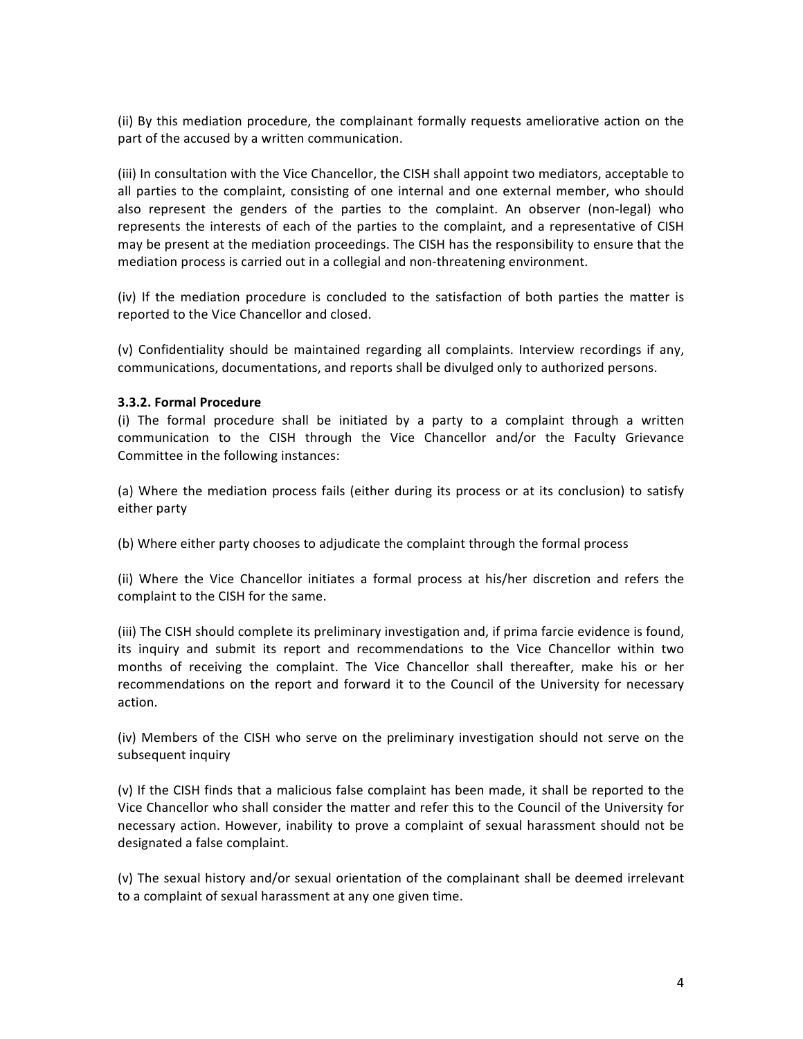(ii) By this mediation procedure, the complainant formally requests ameliorative action on the part of the accused by a written communication.

(iii) In consultation with the Vice Chancellor, the CISH shall appoint two mediators, acceptable to all parties to the complaint, consisting of one internal and one external member, who should also represent the genders of the parties to the complaint. An observer (non-legal) who represents the interests of each of the parties to the complaint, and a representative of CISH may be present at the mediation proceedings. The CISH has the responsibility to ensure that the mediation process is carried out in a collegial and non-threatening environment.

(iv) If the mediation procedure is concluded to the satisfaction of both parties the matter is reported to the Vice Chancellor and closed.

(v) Confidentiality should be maintained regarding all complaints. Interview recordings if any, communications, documentations, and reports shall be divulged only to authorized persons.

**3.3.2. Formal Procedure**

(i) The formal procedure shall be initiated by a party to a complaint through a written communication to the CISH through the Vice Chancellor and/or the Faculty Grievance Committee in the following instances:

(a) Where the mediation process fails (either during its process or at its conclusion) to satisfy either party

(b) Where either party chooses to adjudicate the complaint through the formal process

(ii) Where the Vice Chancellor initiates a formal process at his/her discretion and refers the complaint to the CISH for the same.

(iii) The CISH should complete its preliminary investigation and, if prima farcie evidence is found, its inquiry and submit its report and recommendations to the Vice Chancellor within two months of receiving the complaint. The Vice Chancellor shall thereafter, make his or her recommendations on the report and forward it to the Council of the University for necessary action.

(iv) Members of the CISH who serve on the preliminary investigation should not serve on the subsequent inquiry

(v) If the CISH finds that a malicious false complaint has been made, it shall be reported to the Vice Chancellor who shall consider the matter and refer this to the Council of the University for necessary action. However, inability to prove a complaint of sexual harassment should not be designated a false complaint.

(v) The sexual history and/or sexual orientation of the complainant shall be deemed irrelevant to a complaint of sexual harassment at any one given time.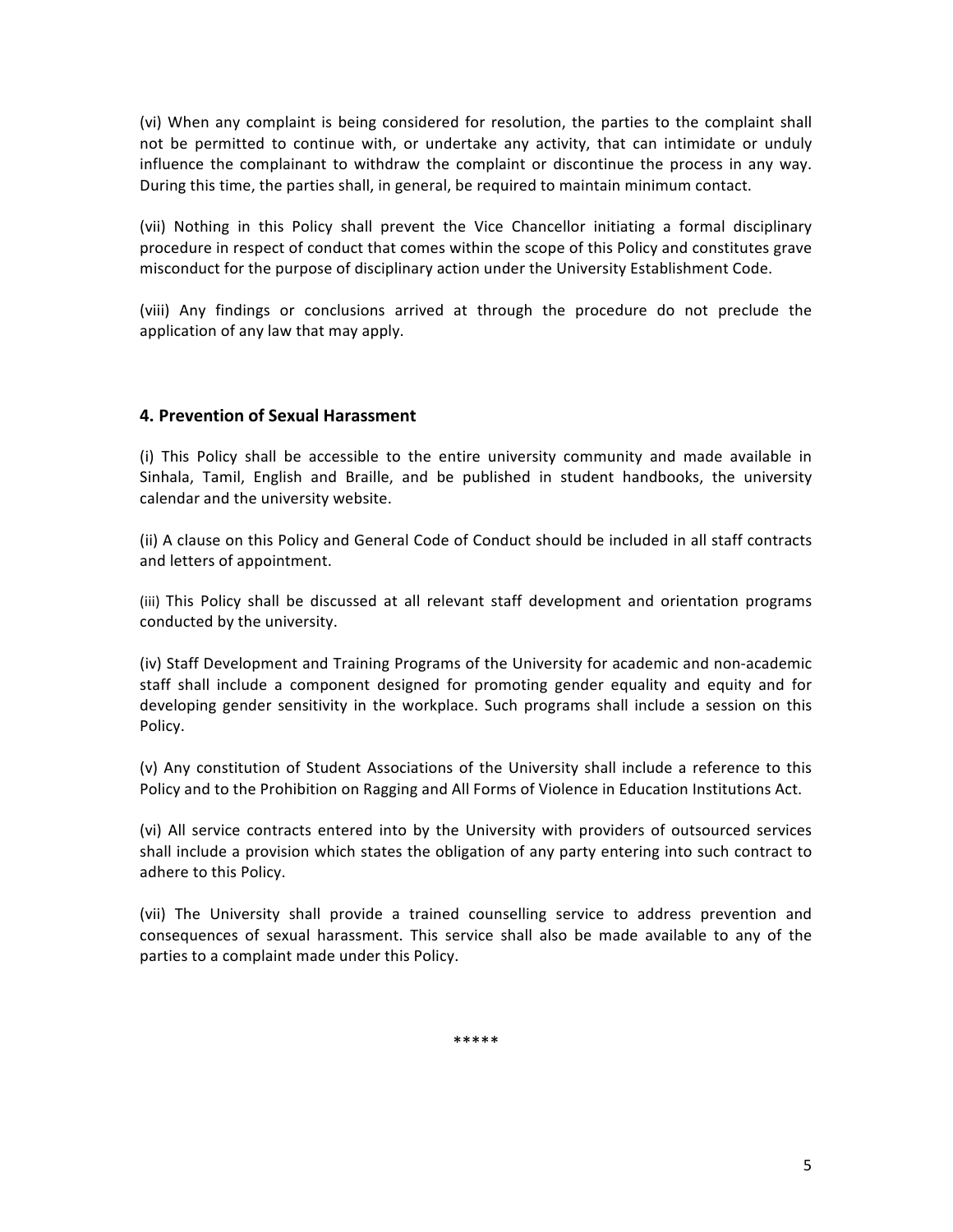(vi) When any complaint is being considered for resolution, the parties to the complaint shall not be permitted to continue with, or undertake any activity, that can intimidate or unduly influence the complainant to withdraw the complaint or discontinue the process in any way. During this time, the parties shall, in general, be required to maintain minimum contact.

(vii) Nothing in this Policy shall prevent the Vice Chancellor initiating a formal disciplinary procedure in respect of conduct that comes within the scope of this Policy and constitutes grave misconduct for the purpose of disciplinary action under the University Establishment Code.

(viii) Any findings or conclusions arrived at through the procedure do not preclude the application of any law that may apply.

## 4. Prevention of Sexual Harassment

(i) This Policy shall be accessible to the entire university community and made available in Sinhala, Tamil, English and Braille, and be published in student handbooks, the university calendar and the university website.

(ii) A clause on this Policy and General Code of Conduct should be included in all staff contracts and letters of appointment.

(iii) This Policy shall be discussed at all relevant staff development and orientation programs conducted by the university.

(iv) Staff Development and Training Programs of the University for academic and non-academic staff shall include a component designed for promoting gender equality and equity and for developing gender sensitivity in the workplace. Such programs shall include a session on this Policy.

(v) Any constitution of Student Associations of the University shall include a reference to this Policy and to the Prohibition on Ragging and All Forms of Violence in Education Institutions Act.

(vi) All service contracts entered into by the University with providers of outsourced services shall include a provision which states the obligation of any party entering into such contract to adhere to this Policy.

(vii) The University shall provide a trained counselling service to address prevention and consequences of sexual harassment. This service shall also be made available to any of the parties to a complaint made under this Policy.

*****